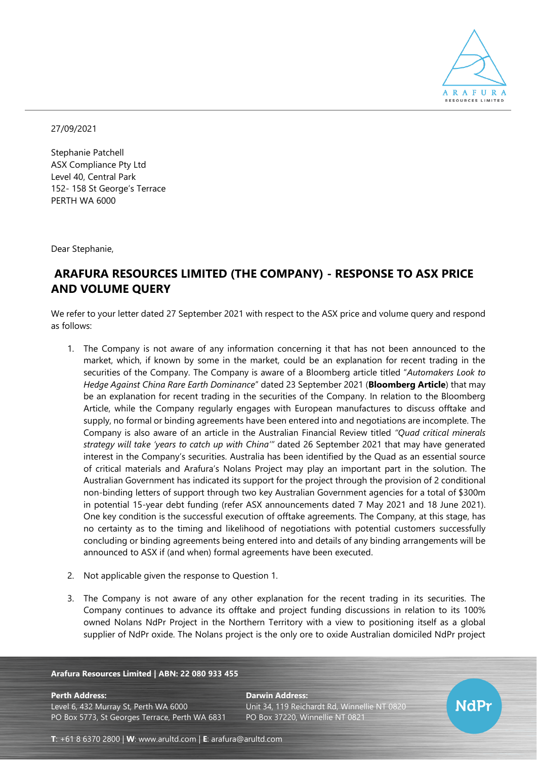27/09/2021

Stephanie Patchell
ASX Compliance Pty Ltd
Level 40, Central Park
152- 158 St George's Terrace
PERTH WA 6000

Dear Stephanie,

## ARAFURA RESOURCES LIMITED (THE COMPANY) - RESPONSE TO ASX PRICE AND VOLUME QUERY

We refer to your letter dated 27 September 2021 with respect to the ASX price and volume query and respond as follows:

1. The Company is not aware of any information concerning it that has not been announced to the market, which, if known by some in the market, could be an explanation for recent trading in the securities of the Company. The Company is aware of a Bloomberg article titled "*Automakers Look to Hedge Against China Rare Earth Dominance*" dated 23 September 2021 (**Bloomberg Article**) that may be an explanation for recent trading in the securities of the Company. In relation to the Bloomberg Article, while the Company regularly engages with European manufactures to discuss offtake and supply, no formal or binding agreements have been entered into and negotiations are incomplete. The Company is also aware of an article in the Australian Financial Review titled *"Quad critical minerals strategy will take 'years to catch up with China'"* dated 26 September 2021 that may have generated interest in the Company's securities. Australia has been identified by the Quad as an essential source of critical materials and Arafura's Nolans Project may play an important part in the solution. The Australian Government has indicated its support for the project through the provision of 2 conditional non-binding letters of support through two key Australian Government agencies for a total of $300m in potential 15-year debt funding (refer ASX announcements dated 7 May 2021 and 18 June 2021). One key condition is the successful execution of offtake agreements. The Company, at this stage, has no certainty as to the timing and likelihood of negotiations with potential customers successfully concluding or binding agreements being entered into and details of any binding arrangements will be announced to ASX if (and when) formal agreements have been executed.

2. Not applicable given the response to Question 1.

3. The Company is not aware of any other explanation for the recent trading in its securities. The Company continues to advance its offtake and project funding discussions in relation to its 100% owned Nolans NdPr Project in the Northern Territory with a view to positioning itself as a global supplier of NdPr oxide. The Nolans project is the only ore to oxide Australian domiciled NdPr project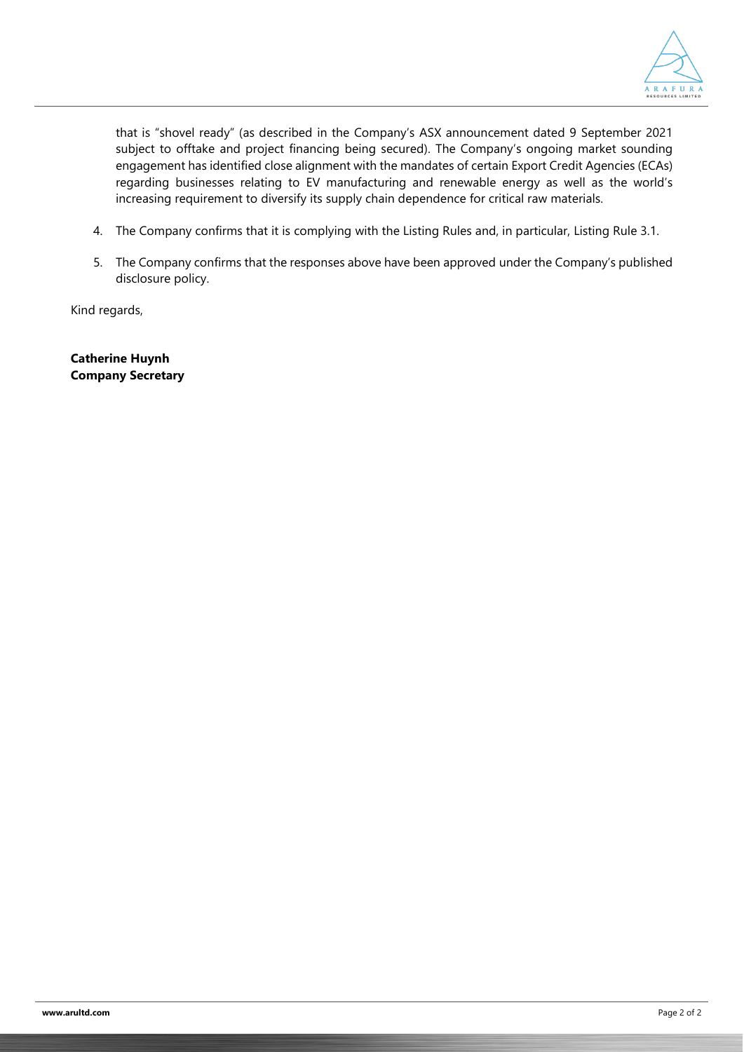that is "shovel ready" (as described in the Company's ASX announcement dated 9 September 2021 subject to offtake and project financing being secured). The Company's ongoing market sounding engagement has identified close alignment with the mandates of certain Export Credit Agencies (ECAs) regarding businesses relating to EV manufacturing and renewable energy as well as the world's increasing requirement to diversify its supply chain dependence for critical raw materials.

4. The Company confirms that it is complying with the Listing Rules and, in particular, Listing Rule 3.1.

5. The Company confirms that the responses above have been approved under the Company's published disclosure policy.

Kind regards,

**Catherine Huynh**
**Company Secretary**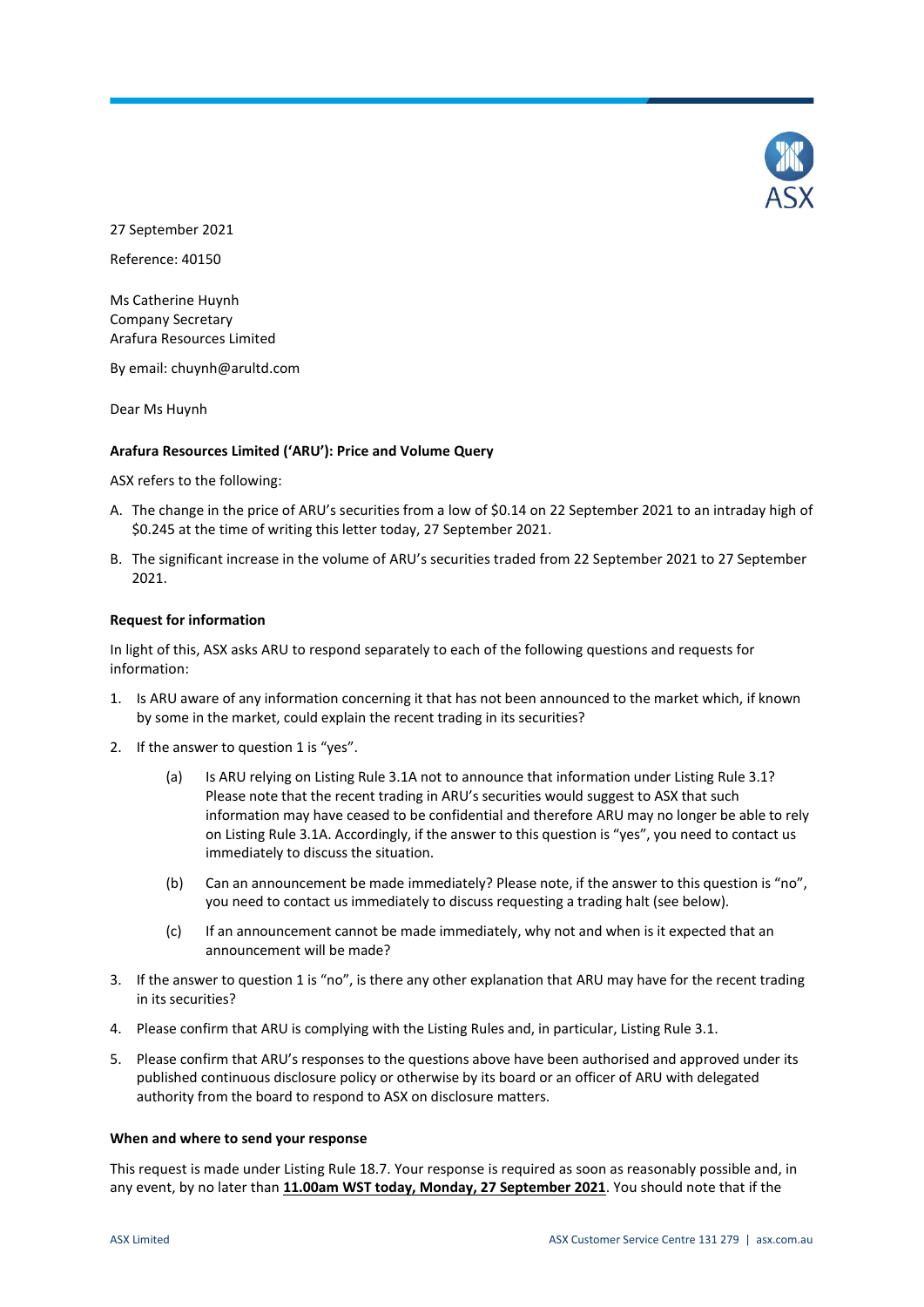27 September 2021

Reference: 40150

Ms Catherine Huynh
Company Secretary
Arafura Resources Limited

By email: chuynh@arultd.com

Dear Ms Huynh

**Arafura Resources Limited ('ARU'): Price and Volume Query**

ASX refers to the following:

A. The change in the price of ARU's securities from a low of $0.14 on 22 September 2021 to an intraday high of $0.245 at the time of writing this letter today, 27 September 2021.

B. The significant increase in the volume of ARU's securities traded from 22 September 2021 to 27 September 2021.

**Request for information**

In light of this, ASX asks ARU to respond separately to each of the following questions and requests for information:

1. Is ARU aware of any information concerning it that has not been announced to the market which, if known by some in the market, could explain the recent trading in its securities?

2. If the answer to question 1 is "yes".

   (a) Is ARU relying on Listing Rule 3.1A not to announce that information under Listing Rule 3.1? Please note that the recent trading in ARU's securities would suggest to ASX that such information may have ceased to be confidential and therefore ARU may no longer be able to rely on Listing Rule 3.1A. Accordingly, if the answer to this question is "yes", you need to contact us immediately to discuss the situation.

   (b) Can an announcement be made immediately? Please note, if the answer to this question is "no", you need to contact us immediately to discuss requesting a trading halt (see below).

   (c) If an announcement cannot be made immediately, why not and when is it expected that an announcement will be made?

3. If the answer to question 1 is "no", is there any other explanation that ARU may have for the recent trading in its securities?

4. Please confirm that ARU is complying with the Listing Rules and, in particular, Listing Rule 3.1.

5. Please confirm that ARU's responses to the questions above have been authorised and approved under its published continuous disclosure policy or otherwise by its board or an officer of ARU with delegated authority from the board to respond to ASX on disclosure matters.

**When and where to send your response**

This request is made under Listing Rule 18.7. Your response is required as soon as reasonably possible and, in any event, by no later than **11.00am WST today, Monday, 27 September 2021**. You should note that if the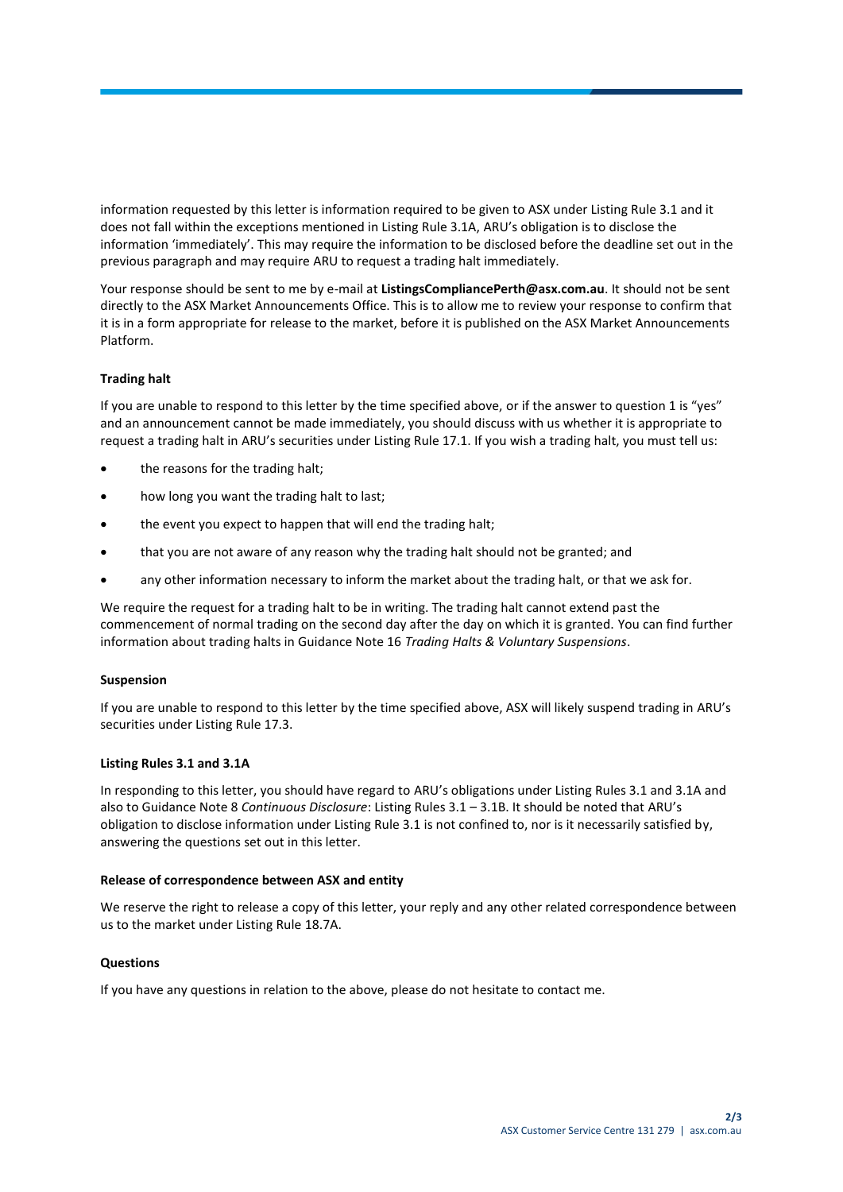information requested by this letter is information required to be given to ASX under Listing Rule 3.1 and it does not fall within the exceptions mentioned in Listing Rule 3.1A, ARU's obligation is to disclose the information 'immediately'. This may require the information to be disclosed before the deadline set out in the previous paragraph and may require ARU to request a trading halt immediately.

Your response should be sent to me by e-mail at **ListingsCompliancePerth@asx.com.au**. It should not be sent directly to the ASX Market Announcements Office. This is to allow me to review your response to confirm that it is in a form appropriate for release to the market, before it is published on the ASX Market Announcements Platform.

**Trading halt**

If you are unable to respond to this letter by the time specified above, or if the answer to question 1 is "yes" and an announcement cannot be made immediately, you should discuss with us whether it is appropriate to request a trading halt in ARU's securities under Listing Rule 17.1. If you wish a trading halt, you must tell us:

- the reasons for the trading halt;
- how long you want the trading halt to last;
- the event you expect to happen that will end the trading halt;
- that you are not aware of any reason why the trading halt should not be granted; and
- any other information necessary to inform the market about the trading halt, or that we ask for.

We require the request for a trading halt to be in writing. The trading halt cannot extend past the commencement of normal trading on the second day after the day on which it is granted. You can find further information about trading halts in Guidance Note 16 *Trading Halts & Voluntary Suspensions*.

**Suspension**

If you are unable to respond to this letter by the time specified above, ASX will likely suspend trading in ARU's securities under Listing Rule 17.3.

**Listing Rules 3.1 and 3.1A**

In responding to this letter, you should have regard to ARU's obligations under Listing Rules 3.1 and 3.1A and also to Guidance Note 8 *Continuous Disclosure*: Listing Rules 3.1 – 3.1B. It should be noted that ARU's obligation to disclose information under Listing Rule 3.1 is not confined to, nor is it necessarily satisfied by, answering the questions set out in this letter.

**Release of correspondence between ASX and entity**

We reserve the right to release a copy of this letter, your reply and any other related correspondence between us to the market under Listing Rule 18.7A.

**Questions**

If you have any questions in relation to the above, please do not hesitate to contact me.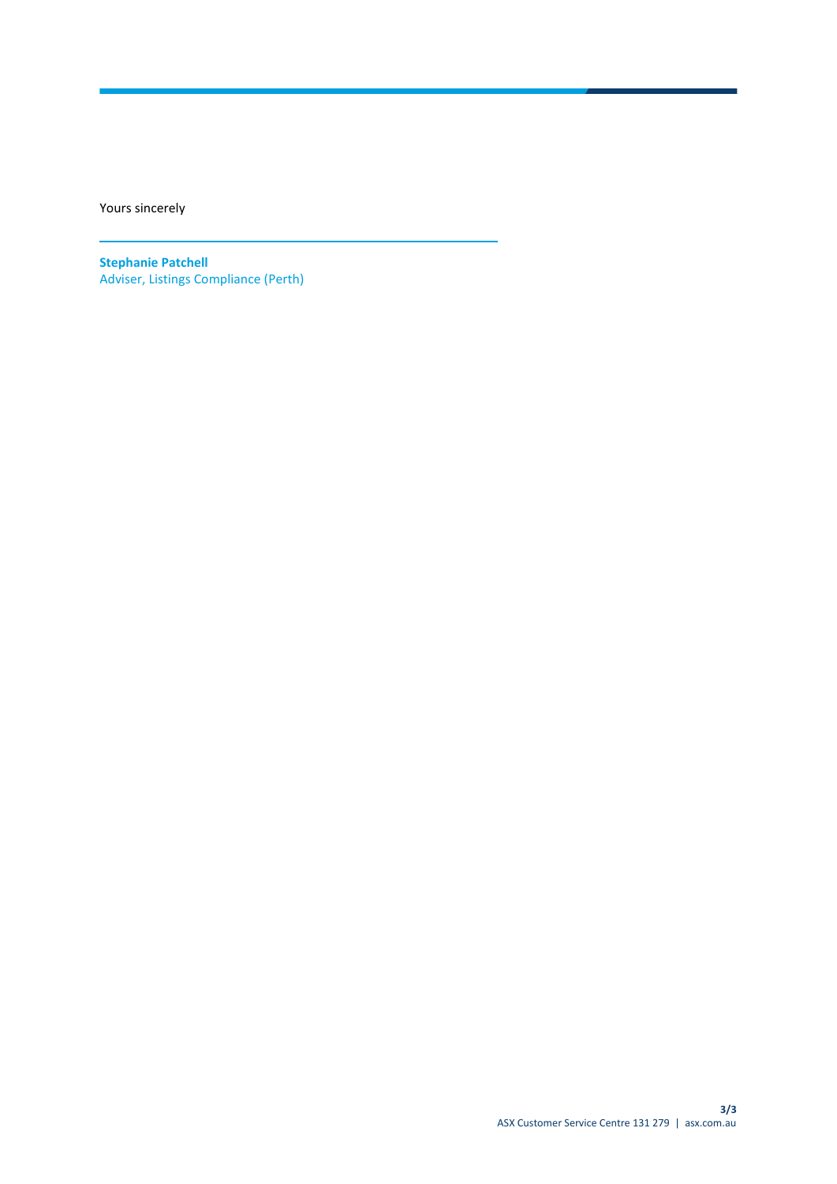Yours sincerely

**Stephanie Patchell**
Adviser, Listings Compliance (Perth)